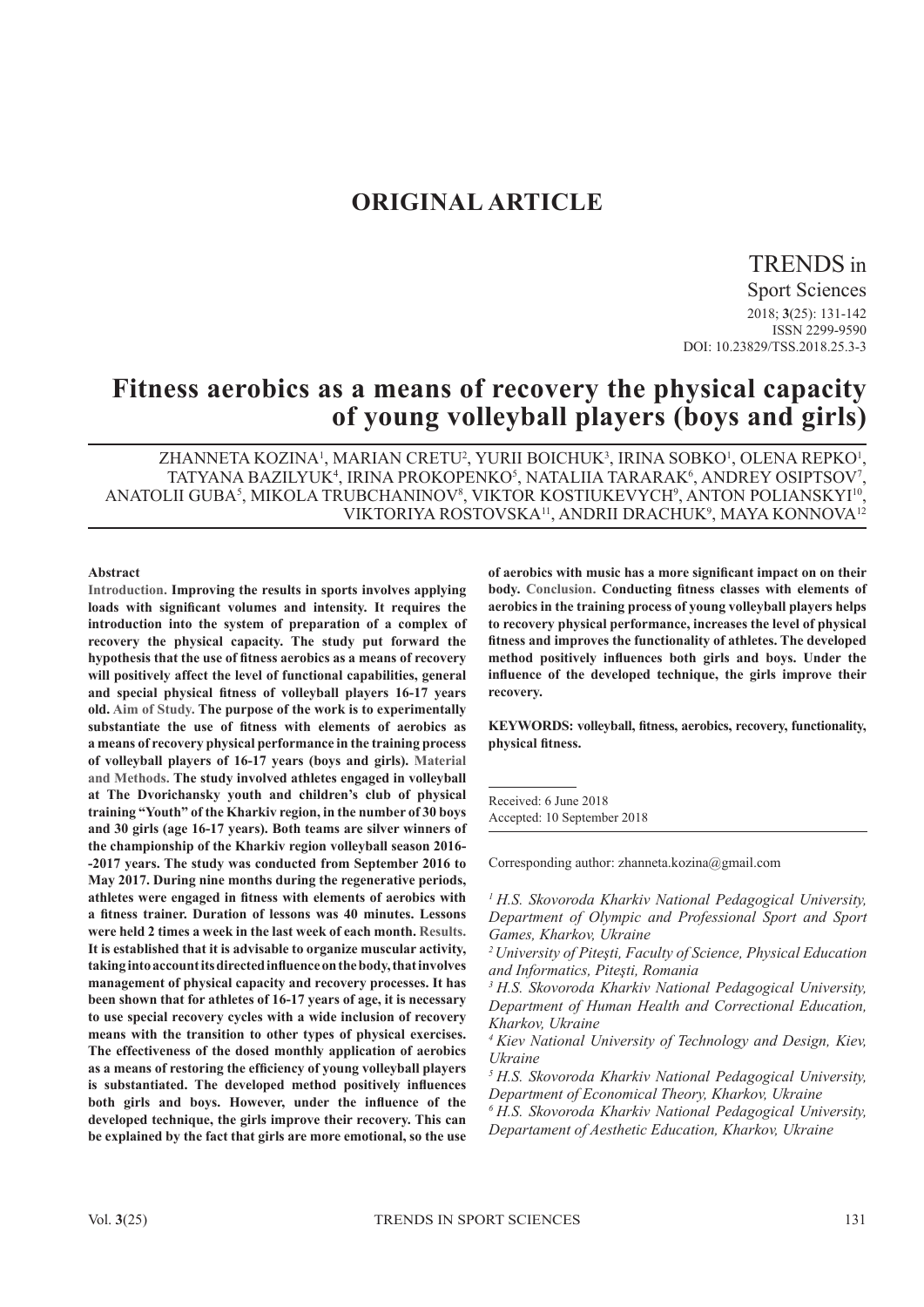## ORIGINAL ARTICLE

TRENDS in Sport Sciences
2018; **3**(25): 131-142
ISSN 2299-9590
DOI: 10.23829/TSS.2018.25.3-3

# Fitness aerobics as a means of recovery the physical capacity of young volleyball players (boys and girls)

ZHANNETA KOZINA[1], MARIAN CRETU[2], YURII BOICHUK[3], IRINA SOBKO[1], OLENA REPKO[1], TATYANA BAZILYUK[4], IRINA PROKOPENKO[5], NATALIIA TARARAK[6], ANDREY OSIPTSOV[7], ANATOLII GUBA[5], MIKOLA TRUBCHANINOV[8], VIKTOR KOSTIUKEVYCH[9], ANTON POLIANSKYI[10], VIKTORIYA ROSTOVSKA[11], ANDRII DRACHUK[9], MAYA KONNOVA[12]

**Abstract**

**Introduction. Improving the results in sports involves applying loads with significant volumes and intensity. It requires the introduction into the system of preparation of a complex of recovery the physical capacity. The study put forward the hypothesis that the use of fitness aerobics as a means of recovery will positively affect the level of functional capabilities, general and special physical fitness of volleyball players 16-17 years old. Aim of Study. The purpose of the work is to experimentally substantiate the use of fitness with elements of aerobics as a means of recovery physical performance in the training process of volleyball players of 16-17 years (boys and girls). Material and Methods. The study involved athletes engaged in volleyball at The Dvorichansky youth and children's club of physical training "Youth" of the Kharkiv region, in the number of 30 boys and 30 girls (age 16-17 years). Both teams are silver winners of the championship of the Kharkiv region volleyball season 2016--2017 years. The study was conducted from September 2016 to May 2017. During nine months during the regenerative periods, athletes were engaged in fitness with elements of aerobics with a fitness trainer. Duration of lessons was 40 minutes. Lessons were held 2 times a week in the last week of each month. Results. It is established that it is advisable to organize muscular activity, taking into account its directed influence on the body, that involves management of physical capacity and recovery processes. It has been shown that for athletes of 16-17 years of age, it is necessary to use special recovery cycles with a wide inclusion of recovery means with the transition to other types of physical exercises. The effectiveness of the dosed monthly application of aerobics as a means of restoring the efficiency of young volleyball players is substantiated. The developed method positively influences both girls and boys. However, under the influence of the developed technique, the girls improve their recovery. This can be explained by the fact that girls are more emotional, so the use of aerobics with music has a more significant impact on on their body. Conclusion. Conducting fitness classes with elements of aerobics in the training process of young volleyball players helps to recovery physical performance, increases the level of physical fitness and improves the functionality of athletes. The developed method positively influences both girls and boys. Under the influence of the developed technique, the girls improve their recovery.**

**KEYWORDS: volleyball, fitness, aerobics, recovery, functionality, physical fitness.**

Received: 6 June 2018
Accepted: 10 September 2018

Corresponding author: zhanneta.kozina@gmail.com

*[1] H.S. Skovoroda Kharkiv National Pedagogical University, Department of Olympic and Professional Sport and Sport Games, Kharkov, Ukraine*

*[2] University of Pitești, Faculty of Science, Physical Education and Informatics, Pitești, Romania*

*[3] H.S. Skovoroda Kharkiv National Pedagogical University, Department of Human Health and Correctional Education, Kharkov, Ukraine*

*[4] Kiev National University of Technology and Design, Kiev, Ukraine*

*[5] H.S. Skovoroda Kharkiv National Pedagogical University, Department of Economical Theory, Kharkov, Ukraine*

*[6] H.S. Skovoroda Kharkiv National Pedagogical University, Departament of Aesthetic Education, Kharkov, Ukraine*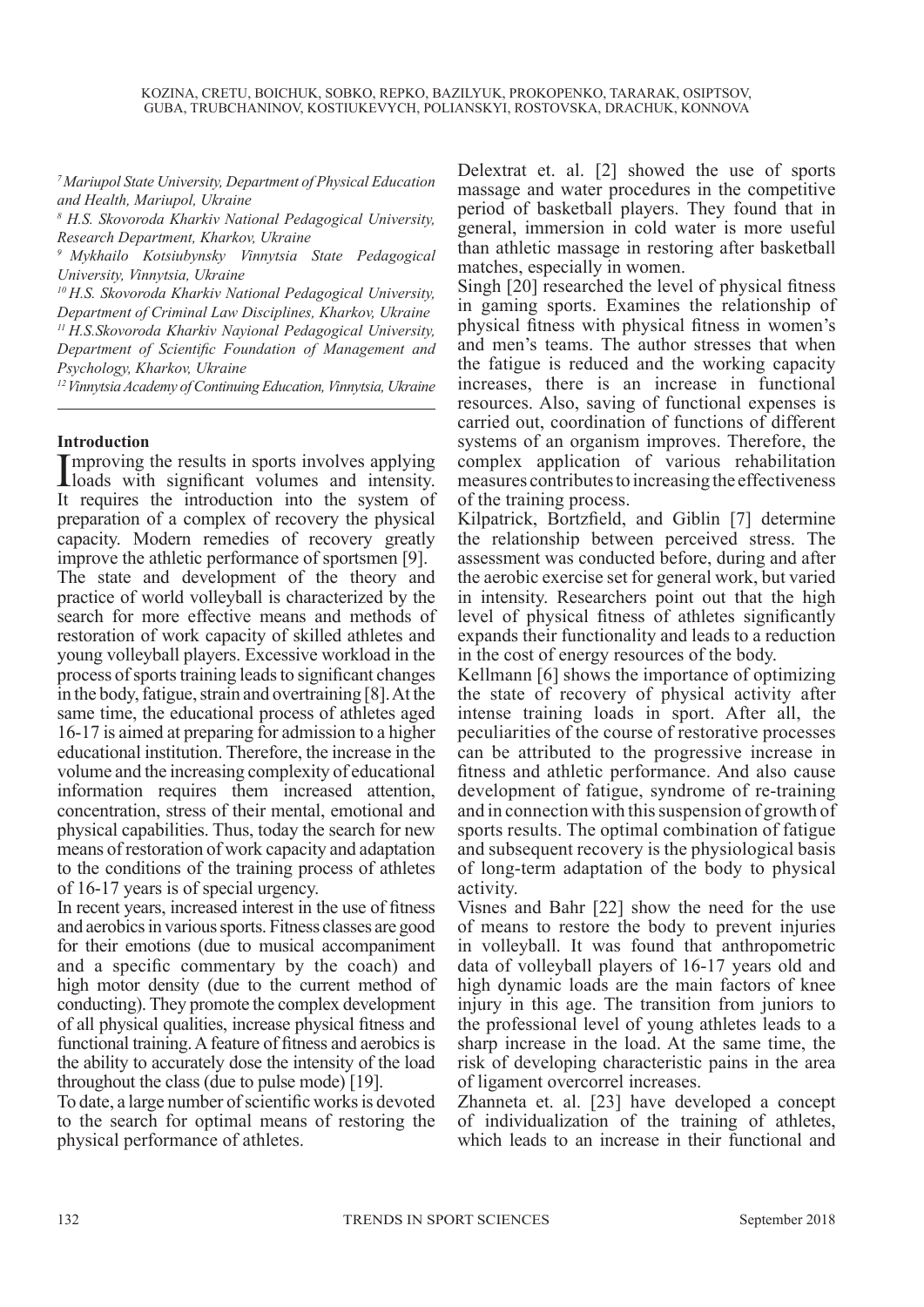[7] *Mariupol State University, Department of Physical Education and Health, Mariupol, Ukraine*
[8] *H.S. Skovoroda Kharkiv National Pedagogical University, Research Department, Kharkov, Ukraine*
[9] *Mykhailo Kotsiubynsky Vinnytsia State Pedagogical University, Vinnytsia, Ukraine*
[10] *H.S. Skovoroda Kharkiv National Pedagogical University, Department of Criminal Law Disciplines, Kharkov, Ukraine*
[11] *H.S.Skovoroda Kharkiv Nayional Pedagogical University, Department of Scientific Foundation of Management and Psychology, Kharkov, Ukraine*
[12] *Vinnytsia Academy of Continuing Education, Vinnytsia, Ukraine*

## Introduction

Improving the results in sports involves applying loads with significant volumes and intensity. It requires the introduction into the system of preparation of a complex of recovery the physical capacity. Modern remedies of recovery greatly improve the athletic performance of sportsmen [9].

The state and development of the theory and practice of world volleyball is characterized by the search for more effective means and methods of restoration of work capacity of skilled athletes and young volleyball players. Excessive workload in the process of sports training leads to significant changes in the body, fatigue, strain and overtraining [8]. At the same time, the educational process of athletes aged 16-17 is aimed at preparing for admission to a higher educational institution. Therefore, the increase in the volume and the increasing complexity of educational information requires them increased attention, concentration, stress of their mental, emotional and physical capabilities. Thus, today the search for new means of restoration of work capacity and adaptation to the conditions of the training process of athletes of 16-17 years is of special urgency.

In recent years, increased interest in the use of fitness and aerobics in various sports. Fitness classes are good for their emotions (due to musical accompaniment and a specific commentary by the coach) and high motor density (due to the current method of conducting). They promote the complex development of all physical qualities, increase physical fitness and functional training. A feature of fitness and aerobics is the ability to accurately dose the intensity of the load throughout the class (due to pulse mode) [19].

To date, a large number of scientific works is devoted to the search for optimal means of restoring the physical performance of athletes.

Delextrat et. al. [2] showed the use of sports massage and water procedures in the competitive period of basketball players. They found that in general, immersion in cold water is more useful than athletic massage in restoring after basketball matches, especially in women.

Singh [20] researched the level of physical fitness in gaming sports. Examines the relationship of physical fitness with physical fitness in women's and men's teams. The author stresses that when the fatigue is reduced and the working capacity increases, there is an increase in functional resources. Also, saving of functional expenses is carried out, coordination of functions of different systems of an organism improves. Therefore, the complex application of various rehabilitation measures contributes to increasing the effectiveness of the training process.

Kilpatrick, Bortzfield, and Giblin [7] determine the relationship between perceived stress. The assessment was conducted before, during and after the aerobic exercise set for general work, but varied in intensity. Researchers point out that the high level of physical fitness of athletes significantly expands their functionality and leads to a reduction in the cost of energy resources of the body.

Kellmann [6] shows the importance of optimizing the state of recovery of physical activity after intense training loads in sport. After all, the peculiarities of the course of restorative processes can be attributed to the progressive increase in fitness and athletic performance. And also cause development of fatigue, syndrome of re-training and in connection with this suspension of growth of sports results. The optimal combination of fatigue and subsequent recovery is the physiological basis of long-term adaptation of the body to physical activity.

Visnes and Bahr [22] show the need for the use of means to restore the body to prevent injuries in volleyball. It was found that anthropometric data of volleyball players of 16-17 years old and high dynamic loads are the main factors of knee injury in this age. The transition from juniors to the professional level of young athletes leads to a sharp increase in the load. At the same time, the risk of developing characteristic pains in the area of ligament overcorrel increases.

Zhanneta et. al. [23] have developed a concept of individualization of the training of athletes, which leads to an increase in their functional and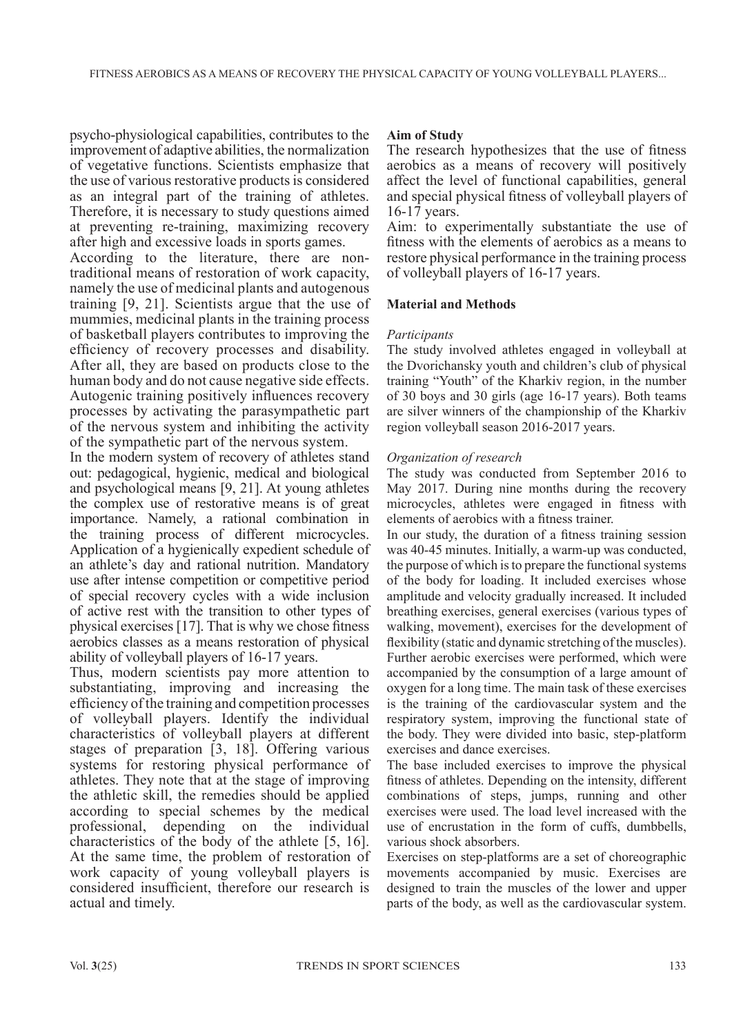psycho-physiological capabilities, contributes to the improvement of adaptive abilities, the normalization of vegetative functions. Scientists emphasize that the use of various restorative products is considered as an integral part of the training of athletes. Therefore, it is necessary to study questions aimed at preventing re-training, maximizing recovery after high and excessive loads in sports games.

According to the literature, there are non-traditional means of restoration of work capacity, namely the use of medicinal plants and autogenous training [9, 21]. Scientists argue that the use of mummies, medicinal plants in the training process of basketball players contributes to improving the efficiency of recovery processes and disability. After all, they are based on products close to the human body and do not cause negative side effects. Autogenic training positively influences recovery processes by activating the parasympathetic part of the nervous system and inhibiting the activity of the sympathetic part of the nervous system.

In the modern system of recovery of athletes stand out: pedagogical, hygienic, medical and biological and psychological means [9, 21]. At young athletes the complex use of restorative means is of great importance. Namely, a rational combination in the training process of different microcycles. Application of a hygienically expedient schedule of an athlete's day and rational nutrition. Mandatory use after intense competition or competitive period of special recovery cycles with a wide inclusion of active rest with the transition to other types of physical exercises [17]. That is why we chose fitness aerobics classes as a means restoration of physical ability of volleyball players of 16-17 years.

Thus, modern scientists pay more attention to substantiating, improving and increasing the efficiency of the training and competition processes of volleyball players. Identify the individual characteristics of volleyball players at different stages of preparation [3, 18]. Offering various systems for restoring physical performance of athletes. They note that at the stage of improving the athletic skill, the remedies should be applied according to special schemes by the medical professional, depending on the individual characteristics of the body of the athlete [5, 16]. At the same time, the problem of restoration of work capacity of young volleyball players is considered insufficient, therefore our research is actual and timely.

**Aim of Study**

The research hypothesizes that the use of fitness aerobics as a means of recovery will positively affect the level of functional capabilities, general and special physical fitness of volleyball players of 16-17 years.

Aim: to experimentally substantiate the use of fitness with the elements of aerobics as a means to restore physical performance in the training process of volleyball players of 16-17 years.

**Material and Methods**

*Participants*

The study involved athletes engaged in volleyball at the Dvorichansky youth and children's club of physical training "Youth" of the Kharkiv region, in the number of 30 boys and 30 girls (age 16-17 years). Both teams are silver winners of the championship of the Kharkiv region volleyball season 2016-2017 years.

*Organization of research*

The study was conducted from September 2016 to May 2017. During nine months during the recovery microcycles, athletes were engaged in fitness with elements of aerobics with a fitness trainer.

In our study, the duration of a fitness training session was 40-45 minutes. Initially, a warm-up was conducted, the purpose of which is to prepare the functional systems of the body for loading. It included exercises whose amplitude and velocity gradually increased. It included breathing exercises, general exercises (various types of walking, movement), exercises for the development of flexibility (static and dynamic stretching of the muscles). Further aerobic exercises were performed, which were accompanied by the consumption of a large amount of oxygen for a long time. The main task of these exercises is the training of the cardiovascular system and the respiratory system, improving the functional state of the body. They were divided into basic, step-platform exercises and dance exercises.

The base included exercises to improve the physical fitness of athletes. Depending on the intensity, different combinations of steps, jumps, running and other exercises were used. The load level increased with the use of encrustation in the form of cuffs, dumbbells, various shock absorbers.

Exercises on step-platforms are a set of choreographic movements accompanied by music. Exercises are designed to train the muscles of the lower and upper parts of the body, as well as the cardiovascular system.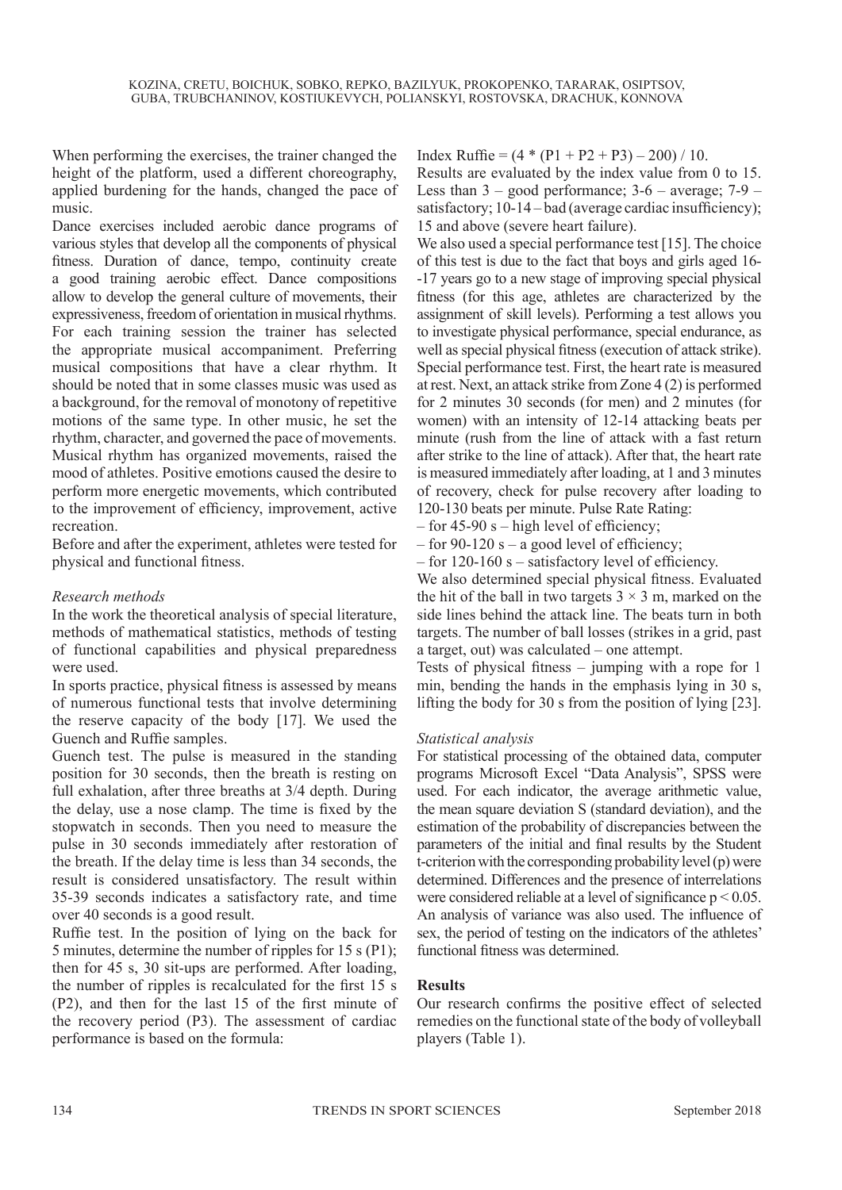When performing the exercises, the trainer changed the height of the platform, used a different choreography, applied burdening for the hands, changed the pace of music.

Dance exercises included aerobic dance programs of various styles that develop all the components of physical fitness. Duration of dance, tempo, continuity create a good training aerobic effect. Dance compositions allow to develop the general culture of movements, their expressiveness, freedom of orientation in musical rhythms. For each training session the trainer has selected the appropriate musical accompaniment. Preferring musical compositions that have a clear rhythm. It should be noted that in some classes music was used as a background, for the removal of monotony of repetitive motions of the same type. In other music, he set the rhythm, character, and governed the pace of movements. Musical rhythm has organized movements, raised the mood of athletes. Positive emotions caused the desire to perform more energetic movements, which contributed to the improvement of efficiency, improvement, active recreation.

Before and after the experiment, athletes were tested for physical and functional fitness.

*Research methods*

In the work the theoretical analysis of special literature, methods of mathematical statistics, methods of testing of functional capabilities and physical preparedness were used.

In sports practice, physical fitness is assessed by means of numerous functional tests that involve determining the reserve capacity of the body [17]. We used the Guench and Ruffie samples.

Guench test. The pulse is measured in the standing position for 30 seconds, then the breath is resting on full exhalation, after three breaths at 3/4 depth. During the delay, use a nose clamp. The time is fixed by the stopwatch in seconds. Then you need to measure the pulse in 30 seconds immediately after restoration of the breath. If the delay time is less than 34 seconds, the result is considered unsatisfactory. The result within 35-39 seconds indicates a satisfactory rate, and time over 40 seconds is a good result.

Ruffie test. In the position of lying on the back for 5 minutes, determine the number of ripples for 15 s (P1); then for 45 s, 30 sit-ups are performed. After loading, the number of ripples is recalculated for the first 15 s (P2), and then for the last 15 of the first minute of the recovery period (P3). The assessment of cardiac performance is based on the formula:

$$\text{Index Ruffie} = (4 * (P1 + P2 + P3) - 200) / 10.$$

Results are evaluated by the index value from 0 to 15. Less than 3 – good performance; 3-6 – average; 7-9 – satisfactory; 10-14 – bad (average cardiac insufficiency); 15 and above (severe heart failure).

We also used a special performance test [15]. The choice of this test is due to the fact that boys and girls aged 16-17 years go to a new stage of improving special physical fitness (for this age, athletes are characterized by the assignment of skill levels). Performing a test allows you to investigate physical performance, special endurance, as well as special physical fitness (execution of attack strike).

Special performance test. First, the heart rate is measured at rest. Next, an attack strike from Zone 4 (2) is performed for 2 minutes 30 seconds (for men) and 2 minutes (for women) with an intensity of 12-14 attacking beats per minute (rush from the line of attack with a fast return after strike to the line of attack). After that, the heart rate is measured immediately after loading, at 1 and 3 minutes of recovery, check for pulse recovery after loading to 120-130 beats per minute. Pulse Rate Rating:

– for 45-90 s – high level of efficiency;

– for 90-120 s – a good level of efficiency;

– for 120-160 s – satisfactory level of efficiency.

We also determined special physical fitness. Evaluated the hit of the ball in two targets $3 \times 3$ m, marked on the side lines behind the attack line. The beats turn in both targets. The number of ball losses (strikes in a grid, past a target, out) was calculated – one attempt.

Tests of physical fitness – jumping with a rope for 1 min, bending the hands in the emphasis lying in 30 s, lifting the body for 30 s from the position of lying [23].

*Statistical analysis*

For statistical processing of the obtained data, computer programs Microsoft Excel "Data Analysis", SPSS were used. For each indicator, the average arithmetic value, the mean square deviation S (standard deviation), and the estimation of the probability of discrepancies between the parameters of the initial and final results by the Student t-criterion with the corresponding probability level (p) were determined. Differences and the presence of interrelations were considered reliable at a level of significance $p < 0.05$. An analysis of variance was also used. The influence of sex, the period of testing on the indicators of the athletes' functional fitness was determined.

## Results

Our research confirms the positive effect of selected remedies on the functional state of the body of volleyball players (Table 1).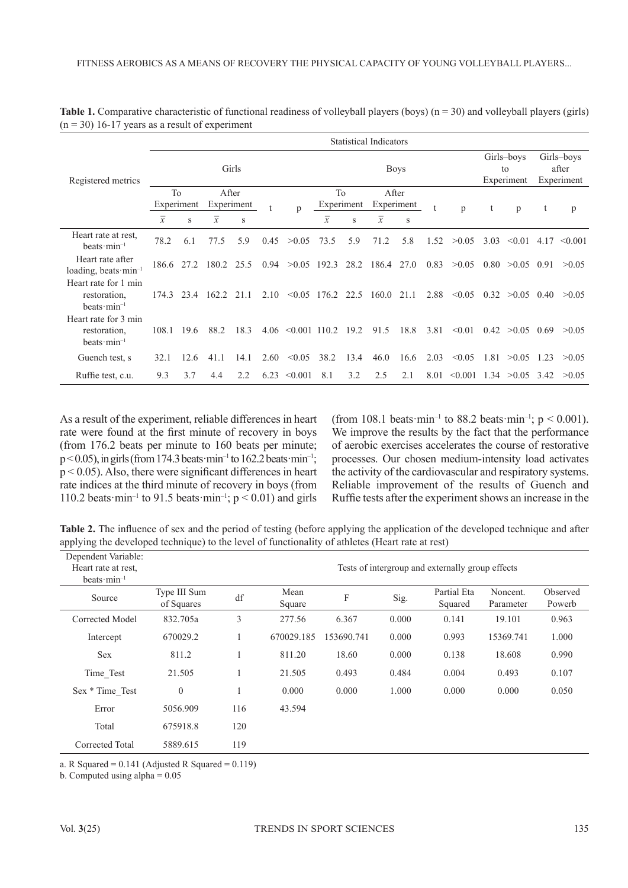**Table 1.** Comparative characteristic of functional readiness of volleyball players (boys) (n = 30) and volleyball players (girls) (n = 30) 16-17 years as a result of experiment

| Registered metrics | Statistical Indicators | | | | | | | | | | | | | | | |
|---|---|---|---|---|---|---|---|---|---|---|---|---|---|---|---|---|
| | Girls | | | | | | Boys | | | | | | Girls–boys to Experiment | | Girls–boys after Experiment | |
| | To Experiment | | After Experiment | | t | p | To Experiment | | After Experiment | | t | p | t | p | t | p |
| | $\bar{x}$ | s | $\bar{x}$ | s | | | $\bar{x}$ | s | $\bar{x}$ | s | | | | | | |
| Heart rate at rest, beats·min$^{-1}$ | 78.2 | 6.1 | 77.5 | 5.9 | 0.45 | >0.05 | 73.5 | 5.9 | 71.2 | 5.8 | 1.52 | >0.05 | 3.03 | <0.01 | 4.17 | <0.001 |
| Heart rate after loading, beats·min$^{-1}$ | 186.6 | 27.2 | 180.2 | 25.5 | 0.94 | >0.05 | 192.3 | 28.2 | 186.4 | 27.0 | 0.83 | >0.05 | 0.80 | >0.05 | 0.91 | >0.05 |
| Heart rate for 1 min restoration, beats·min$^{-1}$ | 174.3 | 23.4 | 162.2 | 21.1 | 2.10 | <0.05 | 176.2 | 22.5 | 160.0 | 21.1 | 2.88 | <0.05 | 0.32 | >0.05 | 0.40 | >0.05 |
| Heart rate for 3 min restoration, beats·min$^{-1}$ | 108.1 | 19.6 | 88.2 | 18.3 | 4.06 | <0.001 | 110.2 | 19.2 | 91.5 | 18.8 | 3.81 | <0.01 | 0.42 | >0.05 | 0.69 | >0.05 |
| Guench test, s | 32.1 | 12.6 | 41.1 | 14.1 | 2.60 | <0.05 | 38.2 | 13.4 | 46.0 | 16.6 | 2.03 | <0.05 | 1.81 | >0.05 | 1.23 | >0.05 |
| Ruffie test, c.u. | 9.3 | 3.7 | 4.4 | 2.2 | 6.23 | <0.001 | 8.1 | 3.2 | 2.5 | 2.1 | 8.01 | <0.001 | 1.34 | >0.05 | 3.42 | >0.05 |

As a result of the experiment, reliable differences in heart rate were found at the first minute of recovery in boys (from 176.2 beats per minute to 160 beats per minute; $p < 0.05$), in girls (from 174.3 beats·min$^{-1}$ to 162.2 beats·min$^{-1}$; $p < 0.05$). Also, there were significant differences in heart rate indices at the third minute of recovery in boys (from 110.2 beats·min$^{-1}$ to 91.5 beats·min$^{-1}$; $p < 0.01$) and girls (from 108.1 beats·min$^{-1}$ to 88.2 beats·min$^{-1}$; $p < 0.001$). We improve the results by the fact that the performance of aerobic exercises accelerates the course of restorative processes. Our chosen medium-intensity load activates the activity of the cardiovascular and respiratory systems. Reliable improvement of the results of Guench and Ruffie tests after the experiment shows an increase in the

**Table 2.** The influence of sex and the period of testing (before applying the application of the developed technique and after applying the developed technique) to the level of functionality of athletes (Heart rate at rest)

| Dependent Variable: Heart rate at rest, beats·min$^{-1}$ | Tests of intergroup and externally group effects | | | | | | | |
|---|---|---|---|---|---|---|---|---|
| Source | Type III Sum of Squares | df | Mean Square | F | Sig. | Partial Eta Squared | Noncent. Parameter | Observed Powerb |
| Corrected Model | 832.705a | 3 | 277.56 | 6.367 | 0.000 | 0.141 | 19.101 | 0.963 |
| Intercept | 670029.2 | 1 | 670029.185 | 153690.741 | 0.000 | 0.993 | 15369.741 | 1.000 |
| Sex | 811.2 | 1 | 811.20 | 18.60 | 0.000 | 0.138 | 18.608 | 0.990 |
| Time_Test | 21.505 | 1 | 21.505 | 0.493 | 0.484 | 0.004 | 0.493 | 0.107 |
| Sex * Time_Test | 0 | 1 | 0.000 | 0.000 | 1.000 | 0.000 | 0.000 | 0.050 |
| Error | 5056.909 | 116 | 43.594 | | | | | |
| Total | 675918.8 | 120 | | | | | | |
| Corrected Total | 5889.615 | 119 | | | | | | |

a. R Squared = 0.141 (Adjusted R Squared = 0.119)

b. Computed using alpha = 0.05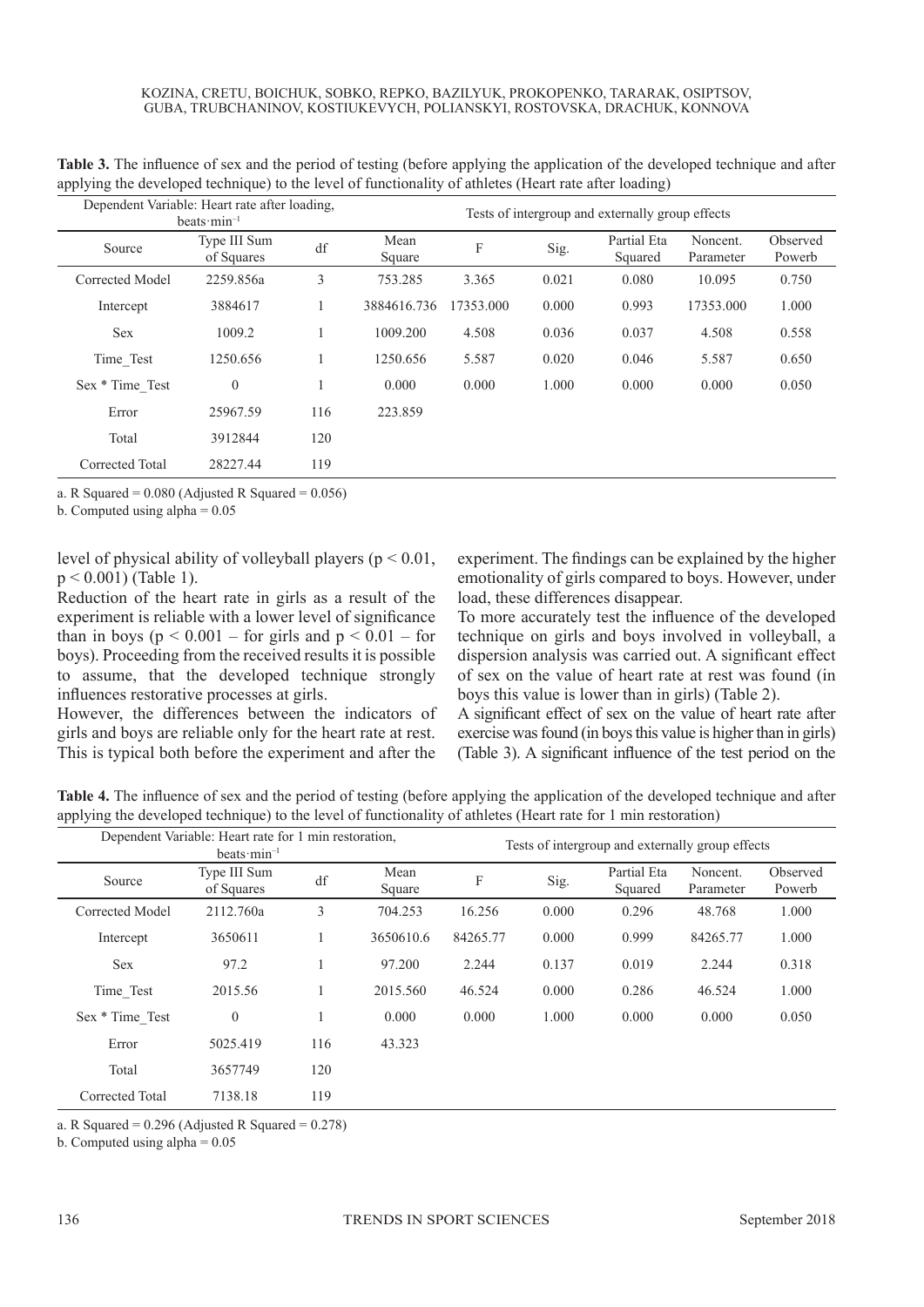**Table 3.** The influence of sex and the period of testing (before applying the application of the developed technique and after applying the developed technique) to the level of functionality of athletes (Heart rate after loading)

| Dependent Variable: Heart rate after loading, beats·min$^{-1}$ | | | Tests of intergroup and externally group effects | | | | |
|---|---|---|---|---|---|---|---|
| Source | Type III Sum of Squares | df | Mean Square | F | Sig. | Partial Eta Squared | Noncent. Parameter | Observed Powerb |
| Corrected Model | 2259.856a | 3 | 753.285 | 3.365 | 0.021 | 0.080 | 10.095 | 0.750 |
| Intercept | 3884617 | 1 | 3884616.736 | 17353.000 | 0.000 | 0.993 | 17353.000 | 1.000 |
| Sex | 1009.2 | 1 | 1009.200 | 4.508 | 0.036 | 0.037 | 4.508 | 0.558 |
| Time_Test | 1250.656 | 1 | 1250.656 | 5.587 | 0.020 | 0.046 | 5.587 | 0.650 |
| Sex * Time_Test | 0 | 1 | 0.000 | 0.000 | 1.000 | 0.000 | 0.000 | 0.050 |
| Error | 25967.59 | 116 | 223.859 | | | | | |
| Total | 3912844 | 120 | | | | | | |
| Corrected Total | 28227.44 | 119 | | | | | | |

a. R Squared = 0.080 (Adjusted R Squared = 0.056)

b. Computed using alpha = 0.05

level of physical ability of volleyball players ($p < 0.01$, $p < 0.001$) (Table 1).

Reduction of the heart rate in girls as a result of the experiment is reliable with a lower level of significance than in boys ($p < 0.001$ – for girls and $p < 0.01$ – for boys). Proceeding from the received results it is possible to assume, that the developed technique strongly influences restorative processes at girls.

However, the differences between the indicators of girls and boys are reliable only for the heart rate at rest. This is typical both before the experiment and after the experiment. The findings can be explained by the higher emotionality of girls compared to boys. However, under load, these differences disappear.

To more accurately test the influence of the developed technique on girls and boys involved in volleyball, a dispersion analysis was carried out. A significant effect of sex on the value of heart rate at rest was found (in boys this value is lower than in girls) (Table 2).

A significant effect of sex on the value of heart rate after exercise was found (in boys this value is higher than in girls) (Table 3). A significant influence of the test period on the

**Table 4.** The influence of sex and the period of testing (before applying the application of the developed technique and after applying the developed technique) to the level of functionality of athletes (Heart rate for 1 min restoration)

| Dependent Variable: Heart rate for 1 min restoration, beats·min$^{-1}$ | | | Tests of intergroup and externally group effects | | | | |
|---|---|---|---|---|---|---|---|
| Source | Type III Sum of Squares | df | Mean Square | F | Sig. | Partial Eta Squared | Noncent. Parameter | Observed Powerb |
| Corrected Model | 2112.760a | 3 | 704.253 | 16.256 | 0.000 | 0.296 | 48.768 | 1.000 |
| Intercept | 3650611 | 1 | 3650610.6 | 84265.77 | 0.000 | 0.999 | 84265.77 | 1.000 |
| Sex | 97.2 | 1 | 97.200 | 2.244 | 0.137 | 0.019 | 2.244 | 0.318 |
| Time_Test | 2015.56 | 1 | 2015.560 | 46.524 | 0.000 | 0.286 | 46.524 | 1.000 |
| Sex * Time_Test | 0 | 1 | 0.000 | 0.000 | 1.000 | 0.000 | 0.000 | 0.050 |
| Error | 5025.419 | 116 | 43.323 | | | | | |
| Total | 3657749 | 120 | | | | | | |
| Corrected Total | 7138.18 | 119 | | | | | | |

a. R Squared = 0.296 (Adjusted R Squared = 0.278)

b. Computed using alpha = 0.05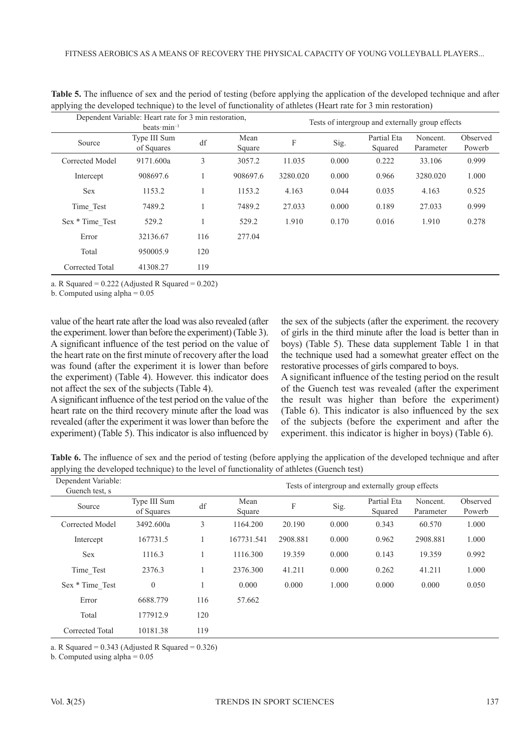**Table 5.** The influence of sex and the period of testing (before applying the application of the developed technique and after applying the developed technique) to the level of functionality of athletes (Heart rate for 3 min restoration)

| Dependent Variable: Heart rate for 3 min restoration, beats·min$^{-1}$ | | | Tests of intergroup and externally group effects | | | | |
|---|---|---|---|---|---|---|---|
| Source | Type III Sum of Squares | df | Mean Square | F | Sig. | Partial Eta Squared | Noncent. Parameter | Observed Powerb |
| Corrected Model | 9171.600a | 3 | 3057.2 | 11.035 | 0.000 | 0.222 | 33.106 | 0.999 |
| Intercept | 908697.6 | 1 | 908697.6 | 3280.020 | 0.000 | 0.966 | 3280.020 | 1.000 |
| Sex | 1153.2 | 1 | 1153.2 | 4.163 | 0.044 | 0.035 | 4.163 | 0.525 |
| Time_Test | 7489.2 | 1 | 7489.2 | 27.033 | 0.000 | 0.189 | 27.033 | 0.999 |
| Sex * Time_Test | 529.2 | 1 | 529.2 | 1.910 | 0.170 | 0.016 | 1.910 | 0.278 |
| Error | 32136.67 | 116 | 277.04 | | | | | |
| Total | 950005.9 | 120 | | | | | | |
| Corrected Total | 41308.27 | 119 | | | | | | |

a. R Squared = 0.222 (Adjusted R Squared = 0.202)

b. Computed using alpha = 0.05

value of the heart rate after the load was also revealed (after the experiment. lower than before the experiment) (Table 3). A significant influence of the test period on the value of the heart rate on the first minute of recovery after the load was found (after the experiment it is lower than before the experiment) (Table 4). However. this indicator does not affect the sex of the subjects (Table 4).

A significant influence of the test period on the value of the heart rate on the third recovery minute after the load was revealed (after the experiment it was lower than before the experiment) (Table 5). This indicator is also influenced by the sex of the subjects (after the experiment. the recovery of girls in the third minute after the load is better than in boys) (Table 5). These data supplement Table 1 in that the technique used had a somewhat greater effect on the restorative processes of girls compared to boys.

A significant influence of the testing period on the result of the Guench test was revealed (after the experiment the result was higher than before the experiment) (Table 6). This indicator is also influenced by the sex of the subjects (before the experiment and after the experiment. this indicator is higher in boys) (Table 6).

**Table 6.** The influence of sex and the period of testing (before applying the application of the developed technique and after applying the developed technique) to the level of functionality of athletes (Guench test)

| Dependent Variable: Guench test, s | | | Tests of intergroup and externally group effects | | | | | |
|---|---|---|---|---|---|---|---|---|
| Source | Type III Sum of Squares | df | Mean Square | F | Sig. | Partial Eta Squared | Noncent. Parameter | Observed Powerb |
| Corrected Model | 3492.600a | 3 | 1164.200 | 20.190 | 0.000 | 0.343 | 60.570 | 1.000 |
| Intercept | 167731.5 | 1 | 167731.541 | 2908.881 | 0.000 | 0.962 | 2908.881 | 1.000 |
| Sex | 1116.3 | 1 | 1116.300 | 19.359 | 0.000 | 0.143 | 19.359 | 0.992 |
| Time_Test | 2376.3 | 1 | 2376.300 | 41.211 | 0.000 | 0.262 | 41.211 | 1.000 |
| Sex * Time_Test | 0 | 1 | 0.000 | 0.000 | 1.000 | 0.000 | 0.000 | 0.050 |
| Error | 6688.779 | 116 | 57.662 | | | | | |
| Total | 177912.9 | 120 | | | | | | |
| Corrected Total | 10181.38 | 119 | | | | | | |

a. R Squared = 0.343 (Adjusted R Squared = 0.326)

b. Computed using alpha = 0.05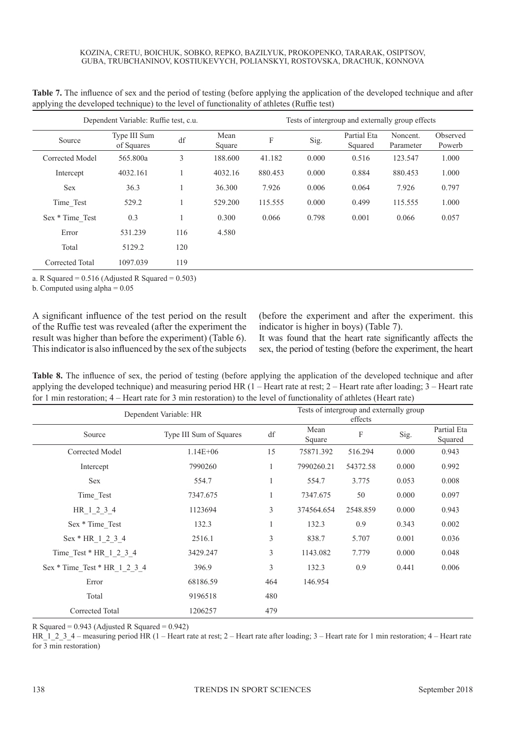**Table 7.** The influence of sex and the period of testing (before applying the application of the developed technique and after applying the developed technique) to the level of functionality of athletes (Ruffie test)

| Dependent Variable: Ruffie test, c.u. | | | Tests of intergroup and externally group effects | | | | | |
|---|---|---|---|---|---|---|---|---|
| Source | Type III Sum of Squares | df | Mean Square | F | Sig. | Partial Eta Squared | Noncent. Parameter | Observed Powerb |
| Corrected Model | 565.800a | 3 | 188.600 | 41.182 | 0.000 | 0.516 | 123.547 | 1.000 |
| Intercept | 4032.161 | 1 | 4032.16 | 880.453 | 0.000 | 0.884 | 880.453 | 1.000 |
| Sex | 36.3 | 1 | 36.300 | 7.926 | 0.006 | 0.064 | 7.926 | 0.797 |
| Time_Test | 529.2 | 1 | 529.200 | 115.555 | 0.000 | 0.499 | 115.555 | 1.000 |
| Sex * Time_Test | 0.3 | 1 | 0.300 | 0.066 | 0.798 | 0.001 | 0.066 | 0.057 |
| Error | 531.239 | 116 | 4.580 | | | | | |
| Total | 5129.2 | 120 | | | | | | |
| Corrected Total | 1097.039 | 119 | | | | | | |

a. R Squared = 0.516 (Adjusted R Squared = 0.503)

b. Computed using alpha = 0.05

A significant influence of the test period on the result of the Ruffie test was revealed (after the experiment the result was higher than before the experiment) (Table 6). This indicator is also influenced by the sex of the subjects (before the experiment and after the experiment. this indicator is higher in boys) (Table 7).

It was found that the heart rate significantly affects the sex, the period of testing (before the experiment, the heart

**Table 8.** The influence of sex, the period of testing (before applying the application of the developed technique and after applying the developed technique) and measuring period HR (1 – Heart rate at rest; 2 – Heart rate after loading; 3 – Heart rate for 1 min restoration; 4 – Heart rate for 3 min restoration) to the level of functionality of athletes (Heart rate)

| Dependent Variable: HR | | | Tests of intergroup and externally group effects | | | |
|---|---|---|---|---|---|---|
| Source | Type III Sum of Squares | df | Mean Square | F | Sig. | Partial Eta Squared |
| Corrected Model | 1.14E+06 | 15 | 75871.392 | 516.294 | 0.000 | 0.943 |
| Intercept | 7990260 | 1 | 7990260.21 | 54372.58 | 0.000 | 0.992 |
| Sex | 554.7 | 1 | 554.7 | 3.775 | 0.053 | 0.008 |
| Time_Test | 7347.675 | 1 | 7347.675 | 50 | 0.000 | 0.097 |
| HR_1_2_3_4 | 1123694 | 3 | 374564.654 | 2548.859 | 0.000 | 0.943 |
| Sex * Time_Test | 132.3 | 1 | 132.3 | 0.9 | 0.343 | 0.002 |
| Sex * HR_1_2_3_4 | 2516.1 | 3 | 838.7 | 5.707 | 0.001 | 0.036 |
| Time_Test * HR_1_2_3_4 | 3429.247 | 3 | 1143.082 | 7.779 | 0.000 | 0.048 |
| Sex * Time_Test * HR_1_2_3_4 | 396.9 | 3 | 132.3 | 0.9 | 0.441 | 0.006 |
| Error | 68186.59 | 464 | 146.954 | | | |
| Total | 9196518 | 480 | | | | |
| Corrected Total | 1206257 | 479 | | | | |

R Squared = 0.943 (Adjusted R Squared = 0.942)

HR_1_2_3_4 – measuring period HR (1 – Heart rate at rest; 2 – Heart rate after loading; 3 – Heart rate for 1 min restoration; 4 – Heart rate for 3 min restoration)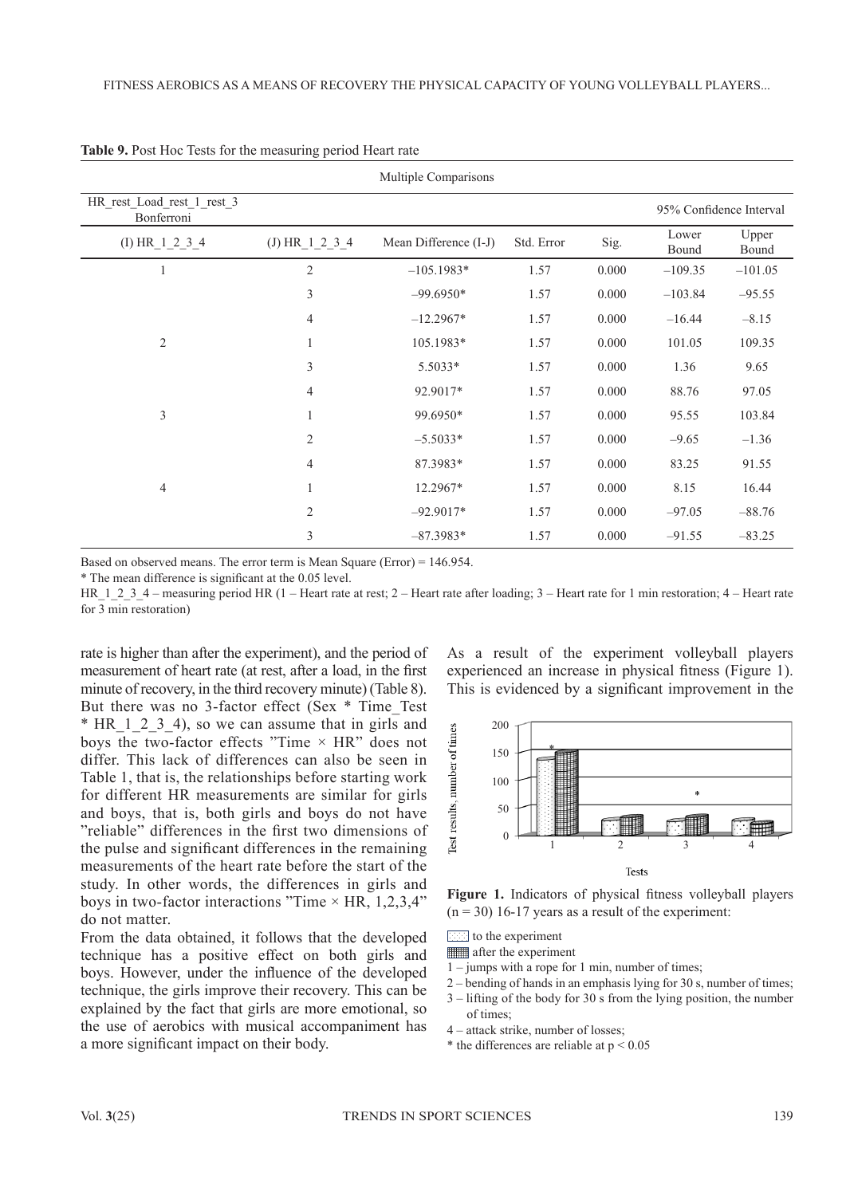**Table 9.** Post Hoc Tests for the measuring period Heart rate

| Multiple Comparisons | | | | | | |
|---|---|---|---|---|---|---|
| HR_rest_Load_rest_1_rest_3 Bonferroni | | | | | 95% Confidence Interval | |
| (I) HR_1_2_3_4 | (J) HR_1_2_3_4 | Mean Difference (I-J) | Std. Error | Sig. | Lower Bound | Upper Bound |
| 1 | 2 | –105.1983* | 1.57 | 0.000 | –109.35 | –101.05 |
| | 3 | –99.6950* | 1.57 | 0.000 | –103.84 | –95.55 |
| | 4 | –12.2967* | 1.57 | 0.000 | –16.44 | –8.15 |
| 2 | 1 | 105.1983* | 1.57 | 0.000 | 101.05 | 109.35 |
| | 3 | 5.5033* | 1.57 | 0.000 | 1.36 | 9.65 |
| | 4 | 92.9017* | 1.57 | 0.000 | 88.76 | 97.05 |
| 3 | 1 | 99.6950* | 1.57 | 0.000 | 95.55 | 103.84 |
| | 2 | –5.5033* | 1.57 | 0.000 | –9.65 | –1.36 |
| | 4 | 87.3983* | 1.57 | 0.000 | 83.25 | 91.55 |
| 4 | 1 | 12.2967* | 1.57 | 0.000 | 8.15 | 16.44 |
| | 2 | –92.9017* | 1.57 | 0.000 | –97.05 | –88.76 |
| | 3 | –87.3983* | 1.57 | 0.000 | –91.55 | –83.25 |

Based on observed means. The error term is Mean Square (Error) = 146.954.

* The mean difference is significant at the 0.05 level.

HR_1_2_3_4 – measuring period HR (1 – Heart rate at rest; 2 – Heart rate after loading; 3 – Heart rate for 1 min restoration; 4 – Heart rate for 3 min restoration)

rate is higher than after the experiment), and the period of measurement of heart rate (at rest, after a load, in the first minute of recovery, in the third recovery minute) (Table 8). But there was no 3-factor effect (Sex * Time_Test * HR_1_2_3_4), so we can assume that in girls and boys the two-factor effects "Time × HR" does not differ. This lack of differences can also be seen in Table 1, that is, the relationships before starting work for different HR measurements are similar for girls and boys, that is, both girls and boys do not have "reliable" differences in the first two dimensions of the pulse and significant differences in the remaining measurements of the heart rate before the start of the study. In other words, the differences in girls and boys in two-factor interactions "Time × HR, 1,2,3,4" do not matter.

From the data obtained, it follows that the developed technique has a positive effect on both girls and boys. However, under the influence of the developed technique, the girls improve their recovery. This can be explained by the fact that girls are more emotional, so the use of aerobics with musical accompaniment has a more significant impact on their body.

As a result of the experiment volleyball players experienced an increase in physical fitness (Figure 1). This is evidenced by a significant improvement in the

**Figure 1.** Indicators of physical fitness volleyball players (n = 30) 16-17 years as a result of the experiment:

- to the experiment
- after the experiment

1 – jumps with a rope for 1 min, number of times;
2 – bending of hands in an emphasis lying for 30 s, number of times;
3 – lifting of the body for 30 s from the lying position, the number of times;
4 – attack strike, number of losses;
* the differences are reliable at $p < 0.05$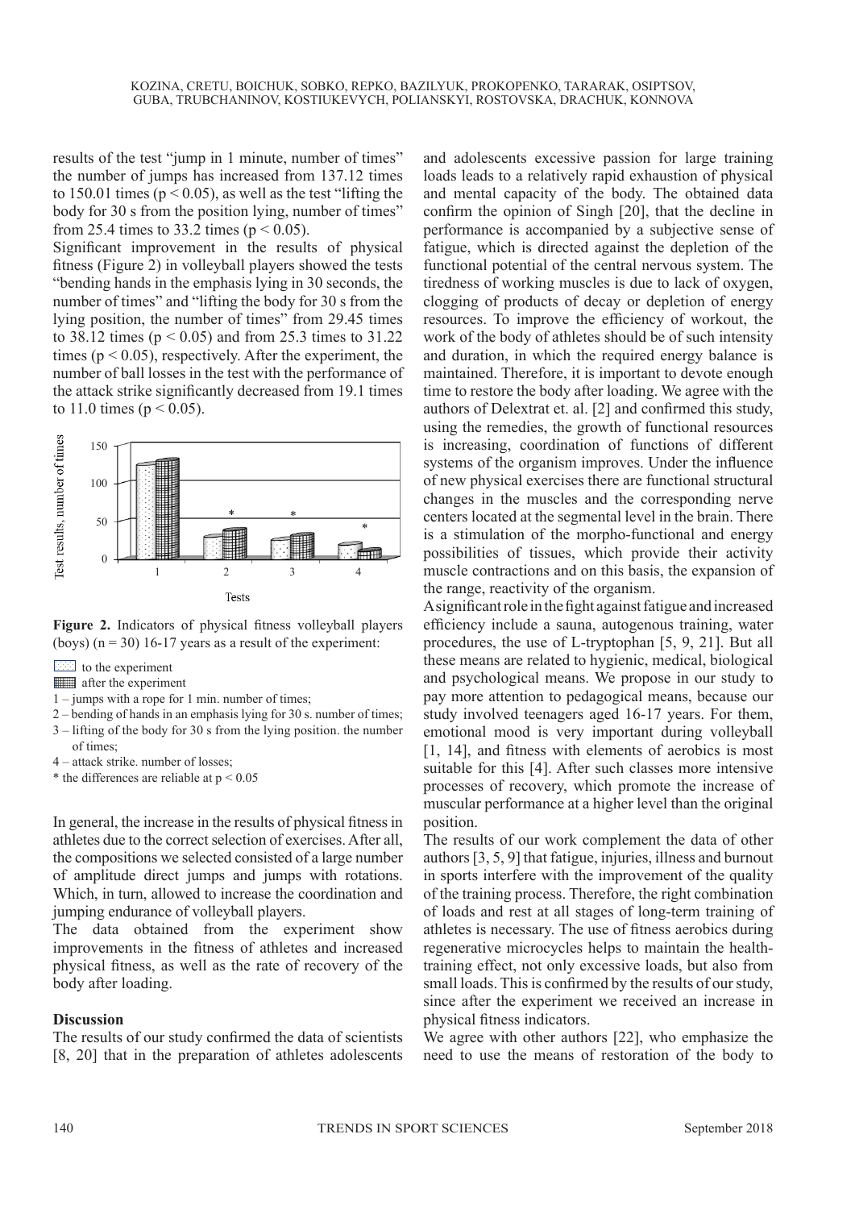results of the test "jump in 1 minute, number of times" the number of jumps has increased from 137.12 times to 150.01 times ($p < 0.05$), as well as the test "lifting the body for 30 s from the position lying, number of times" from 25.4 times to 33.2 times ($p < 0.05$).

Significant improvement in the results of physical fitness (Figure 2) in volleyball players showed the tests "bending hands in the emphasis lying in 30 seconds, the number of times" and "lifting the body for 30 s from the lying position, the number of times" from 29.45 times to 38.12 times ($p < 0.05$) and from 25.3 times to 31.22 times ($p < 0.05$), respectively. After the experiment, the number of ball losses in the test with the performance of the attack strike significantly decreased from 19.1 times to 11.0 times ($p < 0.05$).

**Figure 2.** Indicators of physical fitness volleyball players (boys) ($n = 30$) 16-17 years as a result of the experiment:

to the experiment
after the experiment
1 – jumps with a rope for 1 min. number of times;
2 – bending of hands in an emphasis lying for 30 s. number of times;
3 – lifting of the body for 30 s from the lying position. the number of times;
4 – attack strike. number of losses;
* the differences are reliable at $p < 0.05$

In general, the increase in the results of physical fitness in athletes due to the correct selection of exercises. After all, the compositions we selected consisted of a large number of amplitude direct jumps and jumps with rotations. Which, in turn, allowed to increase the coordination and jumping endurance of volleyball players.

The data obtained from the experiment show improvements in the fitness of athletes and increased physical fitness, as well as the rate of recovery of the body after loading.

## Discussion

The results of our study confirmed the data of scientists [8, 20] that in the preparation of athletes adolescents and adolescents excessive passion for large training loads leads to a relatively rapid exhaustion of physical and mental capacity of the body. The obtained data confirm the opinion of Singh [20], that the decline in performance is accompanied by a subjective sense of fatigue, which is directed against the depletion of the functional potential of the central nervous system. The tiredness of working muscles is due to lack of oxygen, clogging of products of decay or depletion of energy resources. To improve the efficiency of workout, the work of the body of athletes should be of such intensity and duration, in which the required energy balance is maintained. Therefore, it is important to devote enough time to restore the body after loading. We agree with the authors of Delextrat et. al. [2] and confirmed this study, using the remedies, the growth of functional resources is increasing, coordination of functions of different systems of the organism improves. Under the influence of new physical exercises there are functional structural changes in the muscles and the corresponding nerve centers located at the segmental level in the brain. There is a stimulation of the morpho-functional and energy possibilities of tissues, which provide their activity muscle contractions and on this basis, the expansion of the range, reactivity of the organism.

A significant role in the fight against fatigue and increased efficiency include a sauna, autogenous training, water procedures, the use of L-tryptophan [5, 9, 21]. But all these means are related to hygienic, medical, biological and psychological means. We propose in our study to pay more attention to pedagogical means, because our study involved teenagers aged 16-17 years. For them, emotional mood is very important during volleyball [1, 14], and fitness with elements of aerobics is most suitable for this [4]. After such classes more intensive processes of recovery, which promote the increase of muscular performance at a higher level than the original position.

The results of our work complement the data of other authors [3, 5, 9] that fatigue, injuries, illness and burnout in sports interfere with the improvement of the quality of the training process. Therefore, the right combination of loads and rest at all stages of long-term training of athletes is necessary. The use of fitness aerobics during regenerative microcycles helps to maintain the health-training effect, not only excessive loads, but also from small loads. This is confirmed by the results of our study, since after the experiment we received an increase in physical fitness indicators.

We agree with other authors [22], who emphasize the need to use the means of restoration of the body to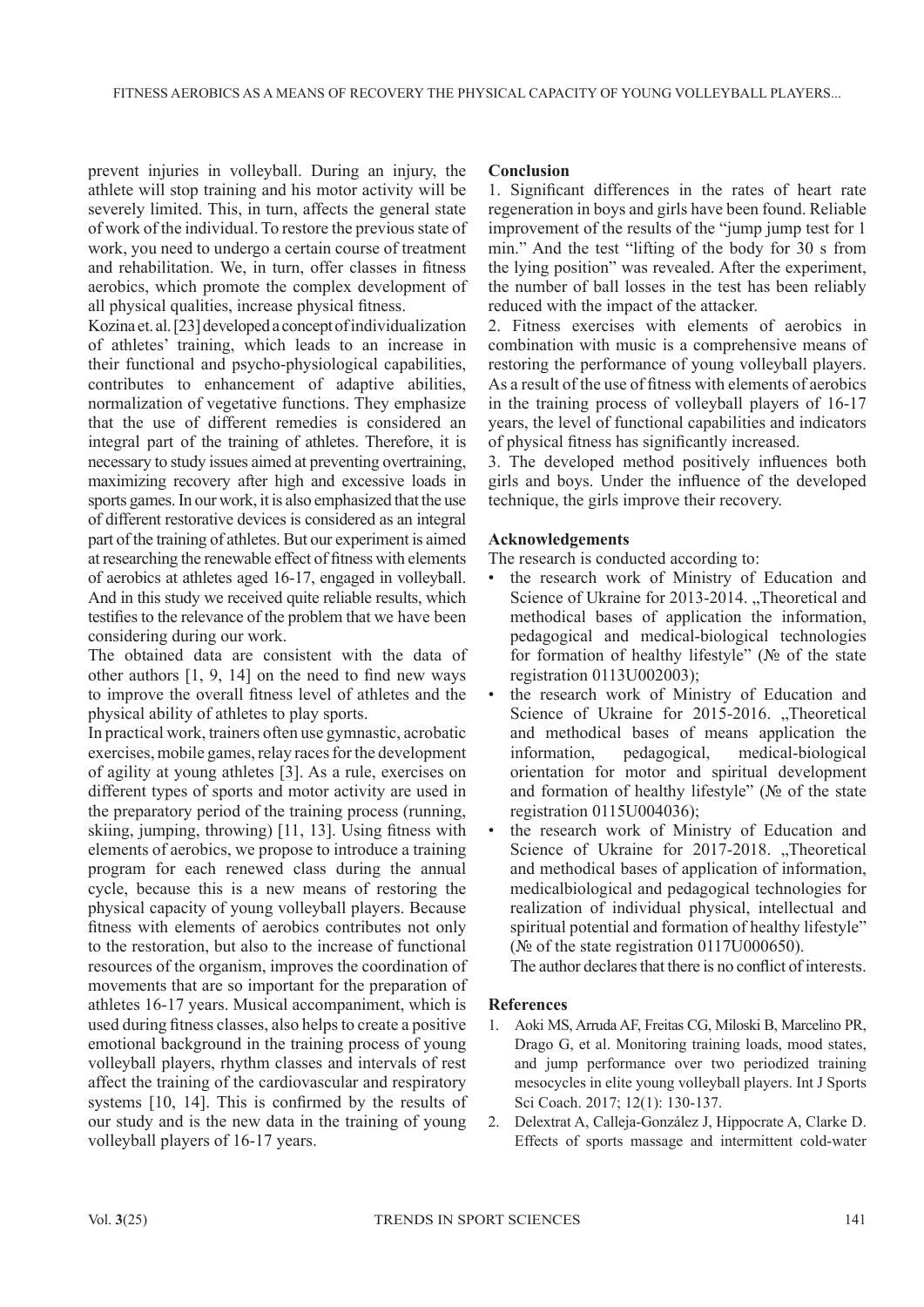prevent injuries in volleyball. During an injury, the athlete will stop training and his motor activity will be severely limited. This, in turn, affects the general state of work of the individual. To restore the previous state of work, you need to undergo a certain course of treatment and rehabilitation. We, in turn, offer classes in fitness aerobics, which promote the complex development of all physical qualities, increase physical fitness.

Kozina et. al. [23] developed a concept of individualization of athletes' training, which leads to an increase in their functional and psycho-physiological capabilities, contributes to enhancement of adaptive abilities, normalization of vegetative functions. They emphasize that the use of different remedies is considered an integral part of the training of athletes. Therefore, it is necessary to study issues aimed at preventing overtraining, maximizing recovery after high and excessive loads in sports games. In our work, it is also emphasized that the use of different restorative devices is considered as an integral part of the training of athletes. But our experiment is aimed at researching the renewable effect of fitness with elements of aerobics at athletes aged 16-17, engaged in volleyball. And in this study we received quite reliable results, which testifies to the relevance of the problem that we have been considering during our work.

The obtained data are consistent with the data of other authors [1, 9, 14] on the need to find new ways to improve the overall fitness level of athletes and the physical ability of athletes to play sports.

In practical work, trainers often use gymnastic, acrobatic exercises, mobile games, relay races for the development of agility at young athletes [3]. As a rule, exercises on different types of sports and motor activity are used in the preparatory period of the training process (running, skiing, jumping, throwing) [11, 13]. Using fitness with elements of aerobics, we propose to introduce a training program for each renewed class during the annual cycle, because this is a new means of restoring the physical capacity of young volleyball players. Because fitness with elements of aerobics contributes not only to the restoration, but also to the increase of functional resources of the organism, improves the coordination of movements that are so important for the preparation of athletes 16-17 years. Musical accompaniment, which is used during fitness classes, also helps to create a positive emotional background in the training process of young volleyball players, rhythm classes and intervals of rest affect the training of the cardiovascular and respiratory systems [10, 14]. This is confirmed by the results of our study and is the new data in the training of young volleyball players of 16-17 years.

## Conclusion

1. Significant differences in the rates of heart rate regeneration in boys and girls have been found. Reliable improvement of the results of the "jump jump test for 1 min." And the test "lifting of the body for 30 s from the lying position" was revealed. After the experiment, the number of ball losses in the test has been reliably reduced with the impact of the attacker.
2. Fitness exercises with elements of aerobics in combination with music is a comprehensive means of restoring the performance of young volleyball players. As a result of the use of fitness with elements of aerobics in the training process of volleyball players of 16-17 years, the level of functional capabilities and indicators of physical fitness has significantly increased.
3. The developed method positively influences both girls and boys. Under the influence of the developed technique, the girls improve their recovery.

## Acknowledgements

The research is conducted according to:

- the research work of Ministry of Education and Science of Ukraine for 2013-2014. „Theoretical and methodical bases of application the information, pedagogical and medical-biological technologies for formation of healthy lifestyle" (№ of the state registration 0113U002003);
- the research work of Ministry of Education and Science of Ukraine for 2015-2016. „Theoretical and methodical bases of means application the information, pedagogical, medical-biological orientation for motor and spiritual development and formation of healthy lifestyle" (№ of the state registration 0115U004036);
- the research work of Ministry of Education and Science of Ukraine for 2017-2018. „Theoretical and methodical bases of application of information, medicalbiological and pedagogical technologies for realization of individual physical, intellectual and spiritual potential and formation of healthy lifestyle" (№ of the state registration 0117U000650).

The author declares that there is no conflict of interests.

## References

1. Aoki MS, Arruda AF, Freitas CG, Miloski B, Marcelino PR, Drago G, et al. Monitoring training loads, mood states, and jump performance over two periodized training mesocycles in elite young volleyball players. Int J Sports Sci Coach. 2017; 12(1): 130-137.
2. Delextrat A, Calleja-González J, Hippocrate A, Clarke D. Effects of sports massage and intermittent cold-water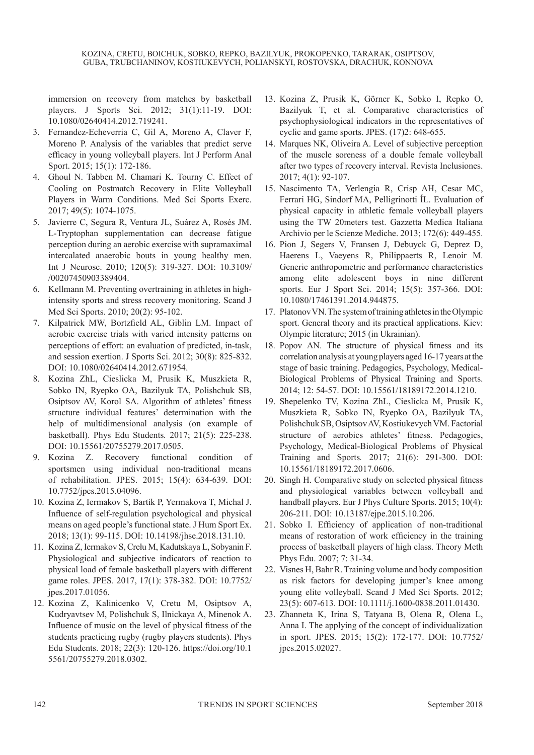immersion on recovery from matches by basketball players. J Sports Sci. 2012; 31(1):11-19. DOI: 10.1080/02640414.2012.719241.

3. Fernandez-Echeverria C, Gil A, Moreno A, Claver F, Moreno P. Analysis of the variables that predict serve efficacy in young volleyball players. Int J Perform Anal Sport. 2015; 15(1): 172-186.
4. Ghoul N. Tabben M. Chamari K. Tourny C. Effect of Cooling on Postmatch Recovery in Elite Volleyball Players in Warm Conditions. Med Sci Sports Exerc. 2017; 49(5): 1074-1075.
5. Javierre C, Segura R, Ventura JL, Suárez A, Rosés JM. L-Tryptophan supplementation can decrease fatigue perception during an aerobic exercise with supramaximal intercalated anaerobic bouts in young healthy men. Int J Neurosc. 2010; 120(5): 319-327. DOI: 10.3109/ /00207450903389404.
6. Kellmann M. Preventing overtraining in athletes in high-intensity sports and stress recovery monitoring. Scand J Med Sci Sports. 2010; 20(2): 95-102.
7. Kilpatrick MW, Bortzfield AL, Giblin LM. Impact of aerobic exercise trials with varied intensity patterns on perceptions of effort: an evaluation of predicted, in-task, and session exertion. J Sports Sci. 2012; 30(8): 825-832. DOI: 10.1080/02640414.2012.671954.
8. Kozina ZhL, Cieslicka M, Prusik K, Muszkieta R, Sobko IN, Ryepko OA, Bazilyuk TA, Polishchuk SB, Osiptsov AV, Korol SA. Algorithm of athletes' fitness structure individual features' determination with the help of multidimensional analysis (on example of basketball). Phys Edu Students*.* 2017; 21(5): 225-238. DOI: 10.15561/20755279.2017.0505.
9. Kozina Z. Recovery functional condition of sportsmen using individual non-traditional means of rehabilitation. JPES. 2015; 15(4): 634-639. DOI: 10.7752/jpes.2015.04096.
10. Kozina Z, Iermakov S, Bartík P, Yermakova T, Michal J. Influence of self-regulation psychological and physical means on aged people's functional state. J Hum Sport Ex. 2018; 13(1): 99-115. DOI: 10.14198/jhse.2018.131.10.
11. Kozina Z, Iermakov S, Creţu M, Kadutskaya L, Sobyanin F. Physiological and subjective indicators of reaction to physical load of female basketball players with different game roles. JPES. 2017, 17(1): 378-382. DOI: 10.7752/ jpes.2017.01056.
12. Kozina Z, Kalinicenko V, Cretu M, Osiptsov A, Kudryavtsev M, Polishchuk S, Ilnickaya A, Minenok A. Influence of music on the level of physical fitness of the students practicing rugby (rugby players students). Phys Edu Students. 2018; 22(3): 120-126. https://doi.org/10.1 5561/20755279.2018.0302.
13. Kozina Z, Prusik K, Görner K, Sobko I, Repko O, Bazilyuk T, et al. Comparative characteristics of psychophysiological indicators in the representatives of cyclic and game sports. JPES. (17)2: 648-655.
14. Marques NK, Oliveira A. Level of subjective perception of the muscle soreness of a double female volleyball after two types of recovery interval. Revista Inclusiones. 2017; 4(1): 92-107.
15. Nascimento TA, Verlengia R, Crisp AH, Cesar MC, Ferrari HG, Sindorf MA, Pelligrinotti ÍL. Evaluation of physical capacity in athletic female volleyball players using the TW 20meters test. Gazzetta Medica Italiana Archivio per le Scienze Mediche. 2013; 172(6): 449-455.
16. Pion J, Segers V, Fransen J, Debuyck G, Deprez D, Haerens L, Vaeyens R, Philippaerts R, Lenoir M. Generic anthropometric and performance characteristics among elite adolescent boys in nine different sports. Eur J Sport Sci. 2014; 15(5): 357-366. DOI: 10.1080/17461391.2014.944875.
17. Platonov VN. The system of training athletes in the Olympic sport. General theory and its practical applications. Kiev: Olympic literature; 2015 (in Ukrainian).
18. Popov AN. The structure of physical fitness and its correlation analysis at young players aged 16-17 years at the stage of basic training. Pedagogics, Psychology, Medical-Biological Problems of Physical Training and Sports. 2014; 12: 54-57. DOI: 10.15561/18189172.2014.1210.
19. Shepelenko TV, Kozina ZhL, Cieslicka M, Prusik K, Muszkieta R, Sobko IN, Ryepko OA, Bazilyuk TA, Polishchuk SB, Osiptsov AV, Kostiukevych VM. Factorial structure of aerobics athletes' fitness. Pedagogics, Psychology, Medical-Biological Problems of Physical Training and Sports*.* 2017; 21(6): 291-300. DOI: 10.15561/18189172.2017.0606.
20. Singh H. Comparative study on selected physical fitness and physiological variables between volleyball and handball players. Eur J Phys Culture Sports. 2015; 10(4): 206-211. DOI: 10.13187/ejpe.2015.10.206.
21. Sobko I. Efficiency of application of non-traditional means of restoration of work efficiency in the training process of basketball players of high class. Theory Meth Phys Edu. 2007; 7: 31-34.
22. Visnes H, Bahr R. Training volume and body composition as risk factors for developing jumper's knee among young elite volleyball. Scand J Med Sci Sports. 2012; 23(5): 607-613. DOI: 10.1111/j.1600-0838.2011.01430.
23. Zhanneta K, Irina S, Tatyana B, Olena R, Olena L, Anna I. The applying of the concept of individualization in sport. JPES. 2015; 15(2): 172-177. DOI: 10.7752/ jpes.2015.02027.